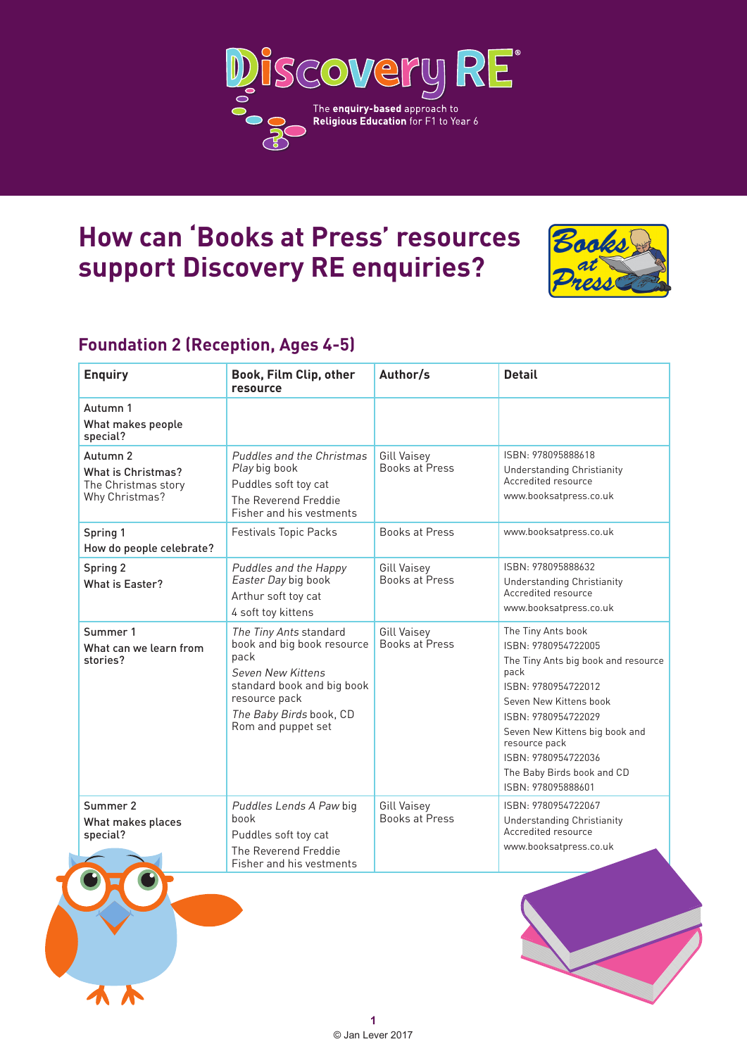# Discovery RE

The **enquiry-based** approach to **Religious Education** for F1 to Year 6

## How can 'Books at Press' resources support Discovery RE enquiries?

### Foundation 2 (Reception, Ages 4-5)

| Enquiry | Book, Film Clip, other resource | Author/s | Detail |
|---|---|---|---|
| Autumn 1<br>**What makes people special?** | | | |
| Autumn 2<br>**What is Christmas?**<br>The Christmas story<br>Why Christmas? | *Puddles and the Christmas Play* big book<br>Puddles soft toy cat<br>The Reverend Freddie Fisher and his vestments | Gill Vaisey<br>Books at Press | ISBN: 978095888618<br>Understanding Christianity Accredited resource<br>www.booksatpress.co.uk |
| Spring 1<br>**How do people celebrate?** | Festivals Topic Packs | Books at Press | www.booksatpress.co.uk |
| Spring 2<br>**What is Easter?** | *Puddles and the Happy Easter Day* big book<br>Arthur soft toy cat<br>4 soft toy kittens | Gill Vaisey<br>Books at Press | ISBN: 978095888632<br>Understanding Christianity Accredited resource<br>www.booksatpress.co.uk |
| Summer 1<br>**What can we learn from stories?** | *The Tiny Ants* standard book and big book resource pack<br>*Seven New Kittens* standard book and big book resource pack<br>*The Baby Birds* book, CD Rom and puppet set | Gill Vaisey<br>Books at Press | The Tiny Ants book<br>ISBN: 9780954722005<br>The Tiny Ants big book and resource pack<br>ISBN: 9780954722012<br>Seven New Kittens book<br>ISBN: 9780954722029<br>Seven New Kittens big book and resource pack<br>ISBN: 9780954722036<br>The Baby Birds book and CD<br>ISBN: 978095888601 |
| Summer 2<br>**What makes places special?** | *Puddles Lends A Paw* big book<br>Puddles soft toy cat<br>The Reverend Freddie Fisher and his vestments | Gill Vaisey<br>Books at Press | ISBN: 9780954722067<br>Understanding Christianity Accredited resource<br>www.booksatpress.co.uk |

© Jan Lever 2017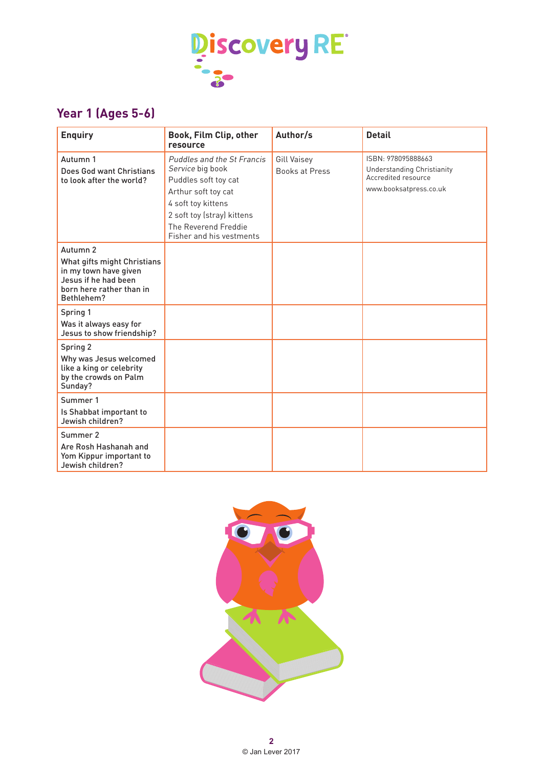# Discovery RE

## Year 1 (Ages 5-6)

| Enquiry | Book, Film Clip, other resource | Author/s | Detail |
|---|---|---|---|
| Autumn 1<br>Does God want Christians to look after the world? | *Puddles and the St Francis Service* big book<br>Puddles soft toy cat<br>Arthur soft toy cat<br>4 soft toy kittens<br>2 soft toy (stray) kittens<br>The Reverend Freddie Fisher and his vestments | Gill Vaisey<br>Books at Press | ISBN: 978095888663<br>Understanding Christianity Accredited resource<br>www.booksatpress.co.uk |
| Autumn 2<br>What gifts might Christians in my town have given Jesus if he had been born here rather than in Bethlehem? | | | |
| Spring 1<br>Was it always easy for Jesus to show friendship? | | | |
| Spring 2<br>Why was Jesus welcomed like a king or celebrity by the crowds on Palm Sunday? | | | |
| Summer 1<br>Is Shabbat important to Jewish children? | | | |
| Summer 2<br>Are Rosh Hashanah and Yom Kippur important to Jewish children? | | | |

© Jan Lever 2017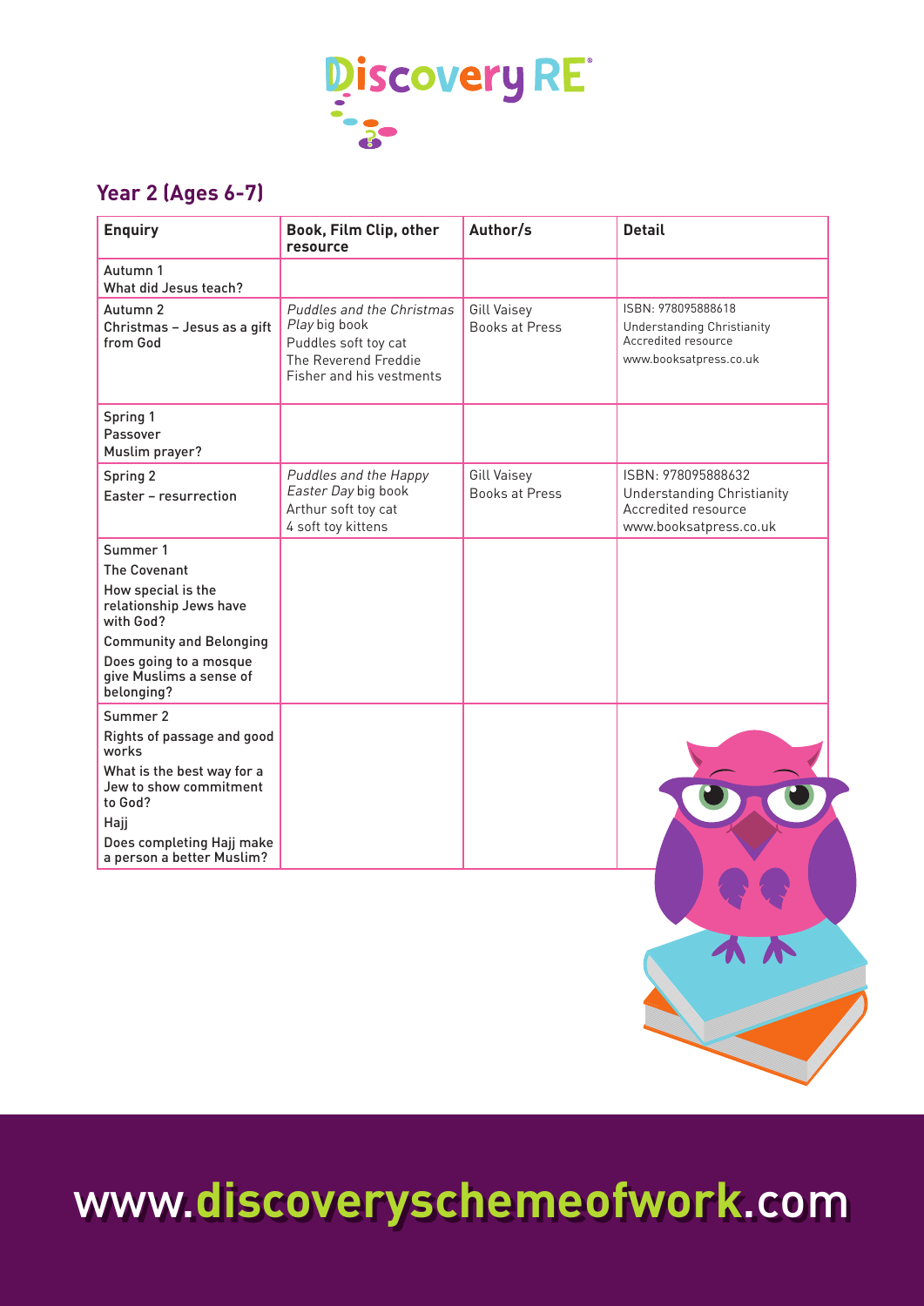# Discovery RE

## Year 2 (Ages 6-7)

| Enquiry | Book, Film Clip, other resource | Author/s | Detail |
|---|---|---|---|
| Autumn 1<br>What did Jesus teach? | | | |
| Autumn 2<br>Christmas – Jesus as a gift from God | *Puddles and the Christmas Play* big book<br>Puddles soft toy cat<br>The Reverend Freddie Fisher and his vestments | Gill Vaisey<br>Books at Press | ISBN: 978095888618<br>Understanding Christianity Accredited resource<br>www.booksatpress.co.uk |
| Spring 1<br>Passover<br>Muslim prayer? | | | |
| Spring 2<br>Easter – resurrection | *Puddles and the Happy Easter Day* big book<br>Arthur soft toy cat<br>4 soft toy kittens | Gill Vaisey<br>Books at Press | ISBN: 978095888632<br>Understanding Christianity Accredited resource<br>www.booksatpress.co.uk |
| Summer 1<br>The Covenant<br>How special is the relationship Jews have with God?<br>Community and Belonging<br>Does going to a mosque give Muslims a sense of belonging? | | | |
| Summer 2<br>Rights of passage and good works<br>What is the best way for a Jew to show commitment to God?<br>Hajj<br>Does completing Hajj make a person a better Muslim? | | | |

www.discoveryschemeofwork.com